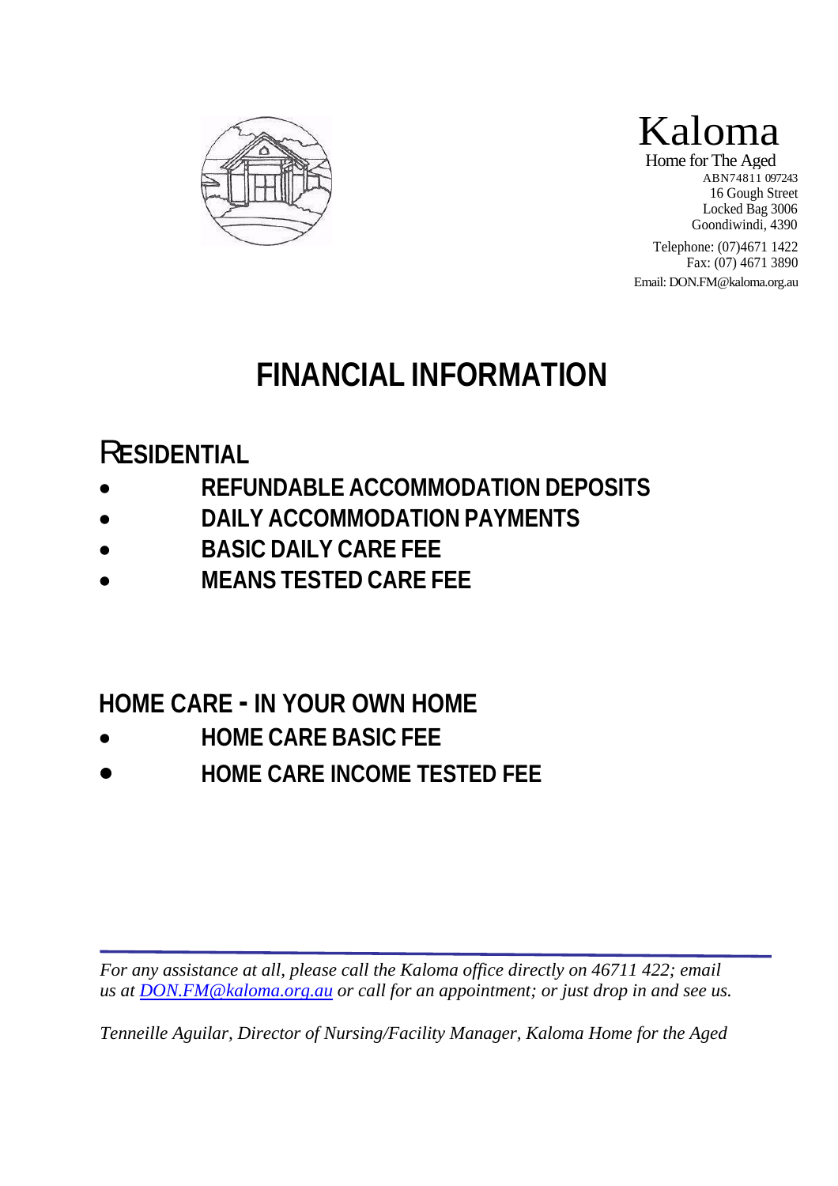Kaloma
Home for The Aged
ABN74811 097243
16 Gough Street
Locked Bag 3006
Goondiwindi, 4390

Telephone: (07)4671 1422
Fax: (07) 4671 3890
Email: DON.FM@kaloma.org.au

# FINANCIAL INFORMATION

## RESIDENTIAL

- **REFUNDABLE ACCOMMODATION DEPOSITS**
- **DAILY ACCOMMODATION PAYMENTS**
- **BASIC DAILY CARE FEE**
- **MEANS TESTED CARE FEE**

## HOME CARE - IN YOUR OWN HOME

- **HOME CARE BASIC FEE**
- **HOME CARE INCOME TESTED FEE**

---

*For any assistance at all, please call the Kaloma office directly on 46711 422; email us at [DON.FM@kaloma.org.au](mailto:DON.FM@kaloma.org.au) or call for an appointment; or just drop in and see us.*

*Tenneille Aguilar, Director of Nursing/Facility Manager, Kaloma Home for the Aged*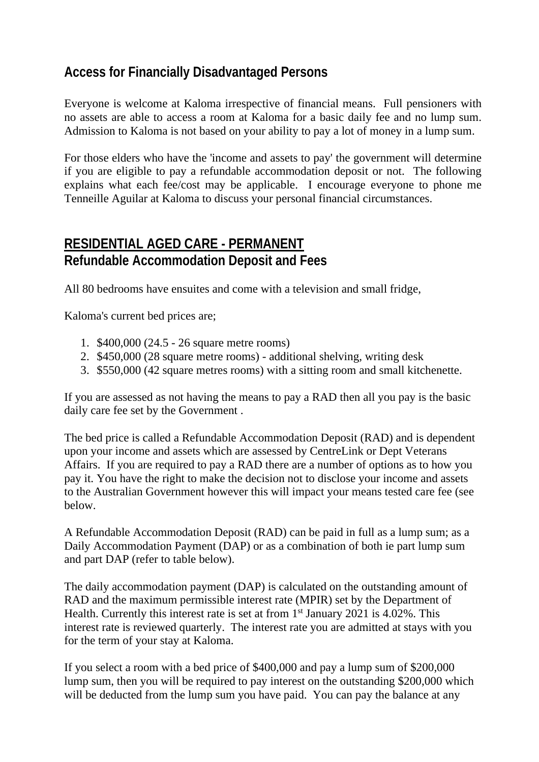## Access for Financially Disadvantaged Persons

Everyone is welcome at Kaloma irrespective of financial means. Full pensioners with no assets are able to access a room at Kaloma for a basic daily fee and no lump sum. Admission to Kaloma is not based on your ability to pay a lot of money in a lump sum.

For those elders who have the 'income and assets to pay' the government will determine if you are eligible to pay a refundable accommodation deposit or not. The following explains what each fee/cost may be applicable. I encourage everyone to phone me Tenneille Aguilar at Kaloma to discuss your personal financial circumstances.

## RESIDENTIAL AGED CARE - PERMANENT
## Refundable Accommodation Deposit and Fees

All 80 bedrooms have ensuites and come with a television and small fridge,

Kaloma's current bed prices are;

1. $400,000 (24.5 - 26 square metre rooms)
2. $450,000 (28 square metre rooms) - additional shelving, writing desk
3. $550,000 (42 square metres rooms) with a sitting room and small kitchenette.

If you are assessed as not having the means to pay a RAD then all you pay is the basic daily care fee set by the Government .

The bed price is called a Refundable Accommodation Deposit (RAD) and is dependent upon your income and assets which are assessed by CentreLink or Dept Veterans Affairs. If you are required to pay a RAD there are a number of options as to how you pay it. You have the right to make the decision not to disclose your income and assets to the Australian Government however this will impact your means tested care fee (see below.

A Refundable Accommodation Deposit (RAD) can be paid in full as a lump sum; as a Daily Accommodation Payment (DAP) or as a combination of both ie part lump sum and part DAP (refer to table below).

The daily accommodation payment (DAP) is calculated on the outstanding amount of RAD and the maximum permissible interest rate (MPIR) set by the Department of Health. Currently this interest rate is set at from 1st January 2021 is 4.02%. This interest rate is reviewed quarterly. The interest rate you are admitted at stays with you for the term of your stay at Kaloma.

If you select a room with a bed price of $400,000 and pay a lump sum of $200,000 lump sum, then you will be required to pay interest on the outstanding $200,000 which will be deducted from the lump sum you have paid. You can pay the balance at any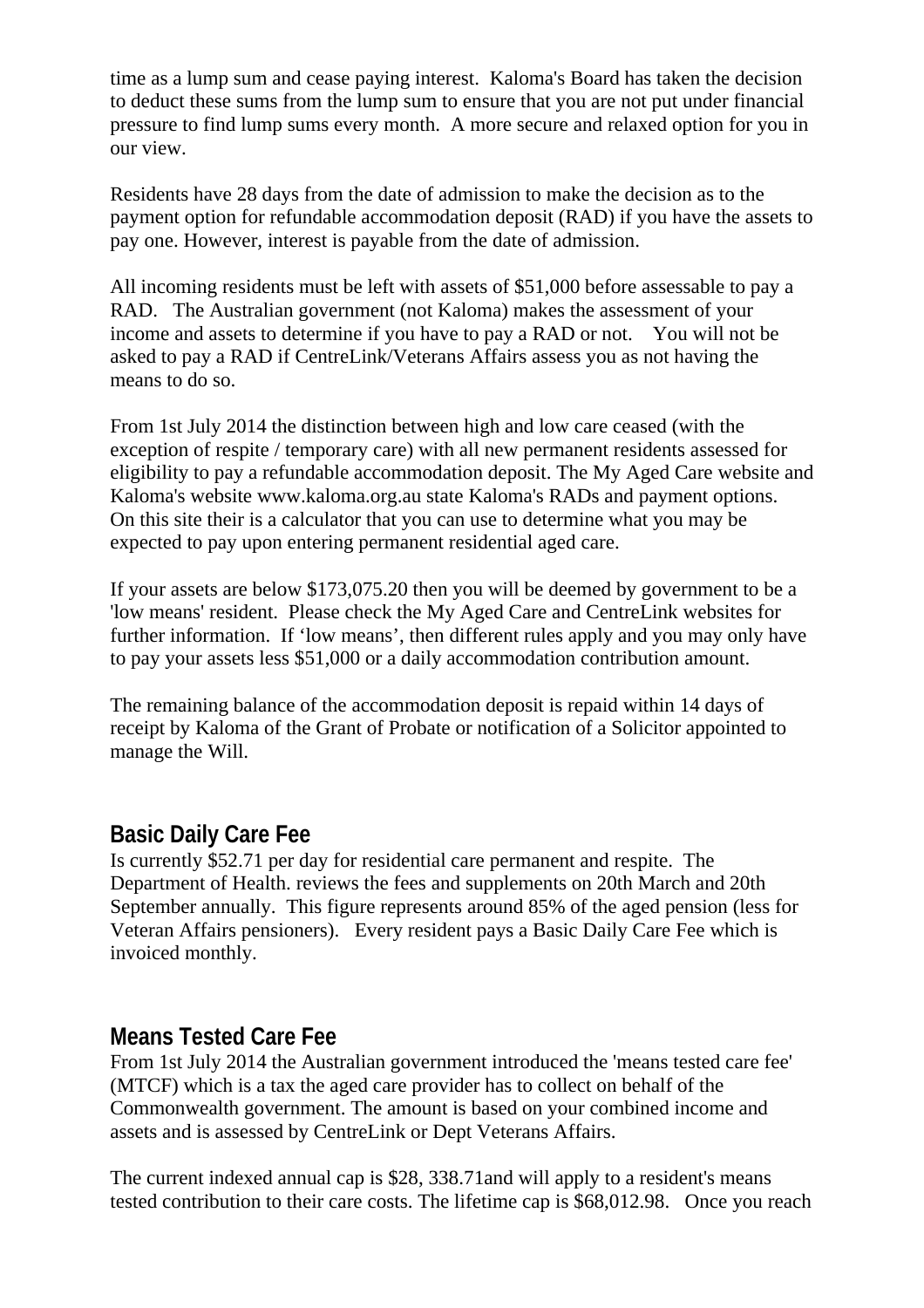time as a lump sum and cease paying interest. Kaloma's Board has taken the decision to deduct these sums from the lump sum to ensure that you are not put under financial pressure to find lump sums every month. A more secure and relaxed option for you in our view.

Residents have 28 days from the date of admission to make the decision as to the payment option for refundable accommodation deposit (RAD) if you have the assets to pay one. However, interest is payable from the date of admission.

All incoming residents must be left with assets of $51,000 before assessable to pay a RAD. The Australian government (not Kaloma) makes the assessment of your income and assets to determine if you have to pay a RAD or not. You will not be asked to pay a RAD if CentreLink/Veterans Affairs assess you as not having the means to do so.

From 1st July 2014 the distinction between high and low care ceased (with the exception of respite / temporary care) with all new permanent residents assessed for eligibility to pay a refundable accommodation deposit. The My Aged Care website and Kaloma's website www.kaloma.org.au state Kaloma's RADs and payment options. On this site their is a calculator that you can use to determine what you may be expected to pay upon entering permanent residential aged care.

If your assets are below $173,075.20 then you will be deemed by government to be a 'low means' resident. Please check the My Aged Care and CentreLink websites for further information. If 'low means', then different rules apply and you may only have to pay your assets less $51,000 or a daily accommodation contribution amount.

The remaining balance of the accommodation deposit is repaid within 14 days of receipt by Kaloma of the Grant of Probate or notification of a Solicitor appointed to manage the Will.

## Basic Daily Care Fee

Is currently $52.71 per day for residential care permanent and respite. The Department of Health. reviews the fees and supplements on 20th March and 20th September annually. This figure represents around 85% of the aged pension (less for Veteran Affairs pensioners). Every resident pays a Basic Daily Care Fee which is invoiced monthly.

## Means Tested Care Fee

From 1st July 2014 the Australian government introduced the 'means tested care fee' (MTCF) which is a tax the aged care provider has to collect on behalf of the Commonwealth government. The amount is based on your combined income and assets and is assessed by CentreLink or Dept Veterans Affairs.

The current indexed annual cap is $28, 338.71and will apply to a resident's means tested contribution to their care costs. The lifetime cap is $68,012.98. Once you reach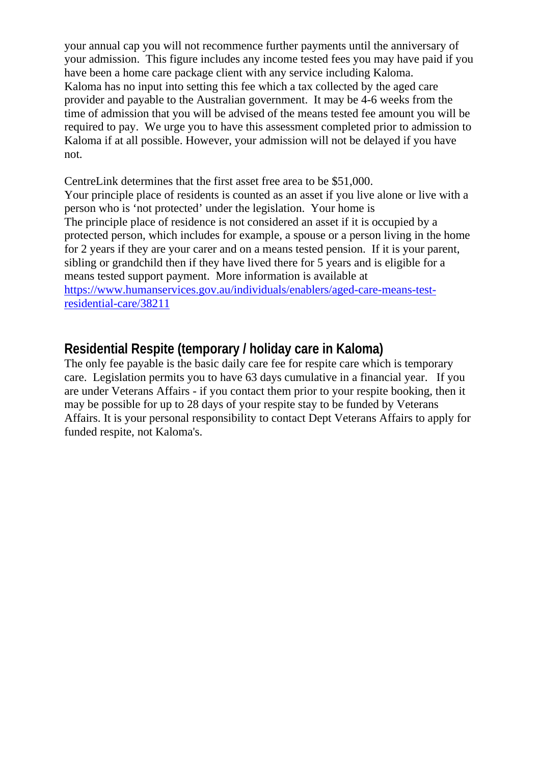your annual cap you will not recommence further payments until the anniversary of your admission. This figure includes any income tested fees you may have paid if you have been a home care package client with any service including Kaloma. Kaloma has no input into setting this fee which a tax collected by the aged care provider and payable to the Australian government. It may be 4-6 weeks from the time of admission that you will be advised of the means tested fee amount you will be required to pay. We urge you to have this assessment completed prior to admission to Kaloma if at all possible. However, your admission will not be delayed if you have not.

CentreLink determines that the first asset free area to be $51,000.
Your principle place of residents is counted as an asset if you live alone or live with a person who is 'not protected' under the legislation. Your home is
The principle place of residence is not considered an asset if it is occupied by a protected person, which includes for example, a spouse or a person living in the home for 2 years if they are your carer and on a means tested pension. If it is your parent, sibling or grandchild then if they have lived there for 5 years and is eligible for a means tested support payment. More information is available at [https://www.humanservices.gov.au/individuals/enablers/aged-care-means-test-residential-care/38211](https://www.humanservices.gov.au/individuals/enablers/aged-care-means-test-residential-care/38211)

## Residential Respite (temporary / holiday care in Kaloma)

The only fee payable is the basic daily care fee for respite care which is temporary care. Legislation permits you to have 63 days cumulative in a financial year. If you are under Veterans Affairs - if you contact them prior to your respite booking, then it may be possible for up to 28 days of your respite stay to be funded by Veterans Affairs. It is your personal responsibility to contact Dept Veterans Affairs to apply for funded respite, not Kaloma's.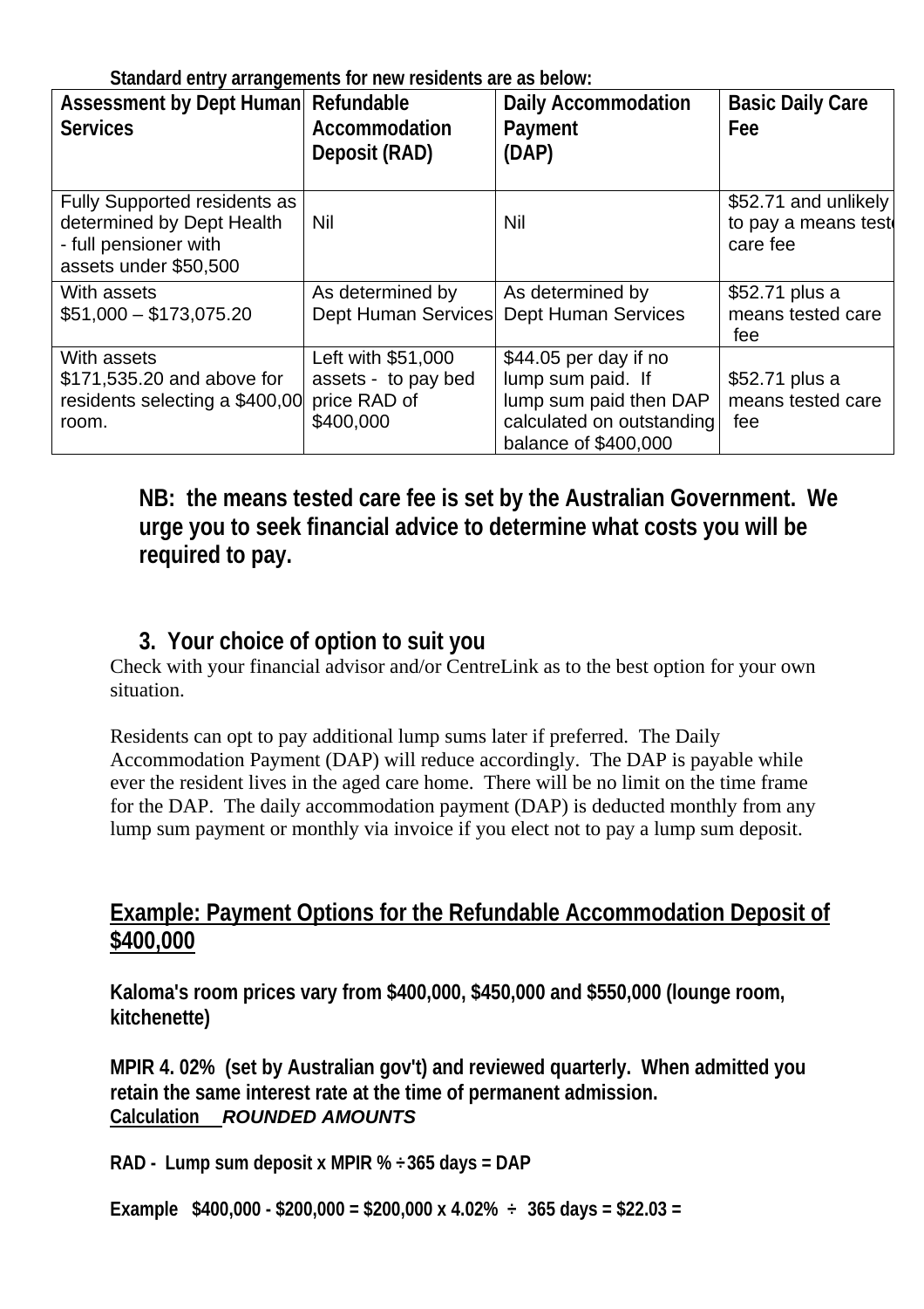**Standard entry arrangements for new residents are as below:**

| **Assessment by Dept Human Services** | **Refundable Accommodation Deposit (RAD)** | **Daily Accommodation Payment (DAP)** | **Basic Daily Care Fee** |
|---|---|---|---|
| Fully Supported residents as determined by Dept Health - full pensioner with assets under $50,500 | Nil | Nil | $52.71 and unlikely to pay a means teste care fee |
| With assets $51,000 – $173,075.20 | As determined by Dept Human Services | As determined by Dept Human Services | $52.71 plus a means tested care fee |
| With assets $171,535.20 and above for residents selecting a $400,00 room. | Left with $51,000 assets - to pay bed price RAD of $400,000 | $44.05 per day if no lump sum paid. If lump sum paid then DAP calculated on outstanding balance of $400,000 | $52.71 plus a means tested care fee |

**NB: the means tested care fee is set by the Australian Government. We urge you to seek financial advice to determine what costs you will be required to pay.**

## 3. Your choice of option to suit you

Check with your financial advisor and/or CentreLink as to the best option for your own situation.

Residents can opt to pay additional lump sums later if preferred. The Daily Accommodation Payment (DAP) will reduce accordingly. The DAP is payable while ever the resident lives in the aged care home. There will be no limit on the time frame for the DAP. The daily accommodation payment (DAP) is deducted monthly from any lump sum payment or monthly via invoice if you elect not to pay a lump sum deposit.

## Example: Payment Options for the Refundable Accommodation Deposit of $400,000

**Kaloma's room prices vary from $400,000, $450,000 and $550,000 (lounge room, kitchenette)**

**MPIR 4. 02% (set by Australian gov't) and reviewed quarterly. When admitted you retain the same interest rate at the time of permanent admission.**
**Calculation** ***ROUNDED AMOUNTS***

**RAD - Lump sum deposit x MPIR % ÷ 365 days = DAP**

**Example $400,000 - $200,000 = $200,000 x 4.02% ÷ 365 days = $22.03 =**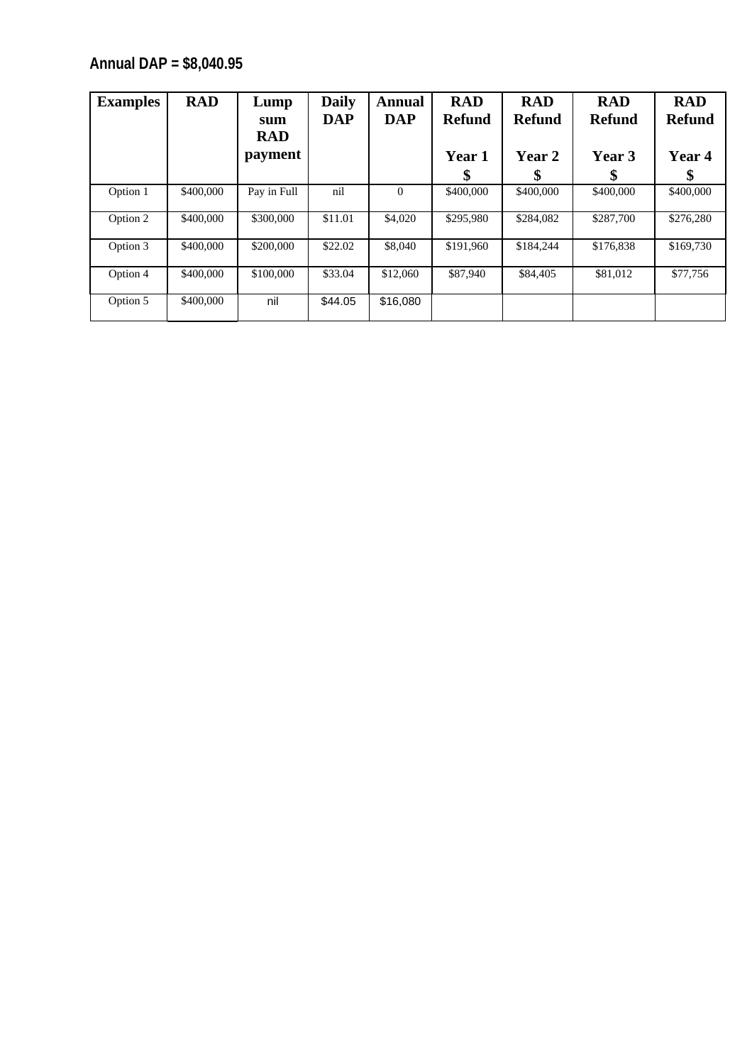**Annual DAP = $8,040.95**

| Examples | RAD | Lump sum RAD payment | Daily DAP | Annual DAP | RAD Refund Year 1 $ | RAD Refund Year 2 $ | RAD Refund Year 3 $ | RAD Refund Year 4 $ |
|---|---|---|---|---|---|---|---|---|
| Option 1 | $400,000 | Pay in Full | nil | 0 | $400,000 | $400,000 | $400,000 | $400,000 |
| Option 2 | $400,000 | $300,000 | $11.01 | $4,020 | $295,980 | $284,082 | $287,700 | $276,280 |
| Option 3 | $400,000 | $200,000 | $22.02 | $8,040 | $191,960 | $184,244 | $176,838 | $169,730 |
| Option 4 | $400,000 | $100,000 | $33.04 | $12,060 | $87,940 | $84,405 | $81,012 | $77,756 |
| Option 5 | $400,000 | nil | $44.05 | $16,080 | | | | |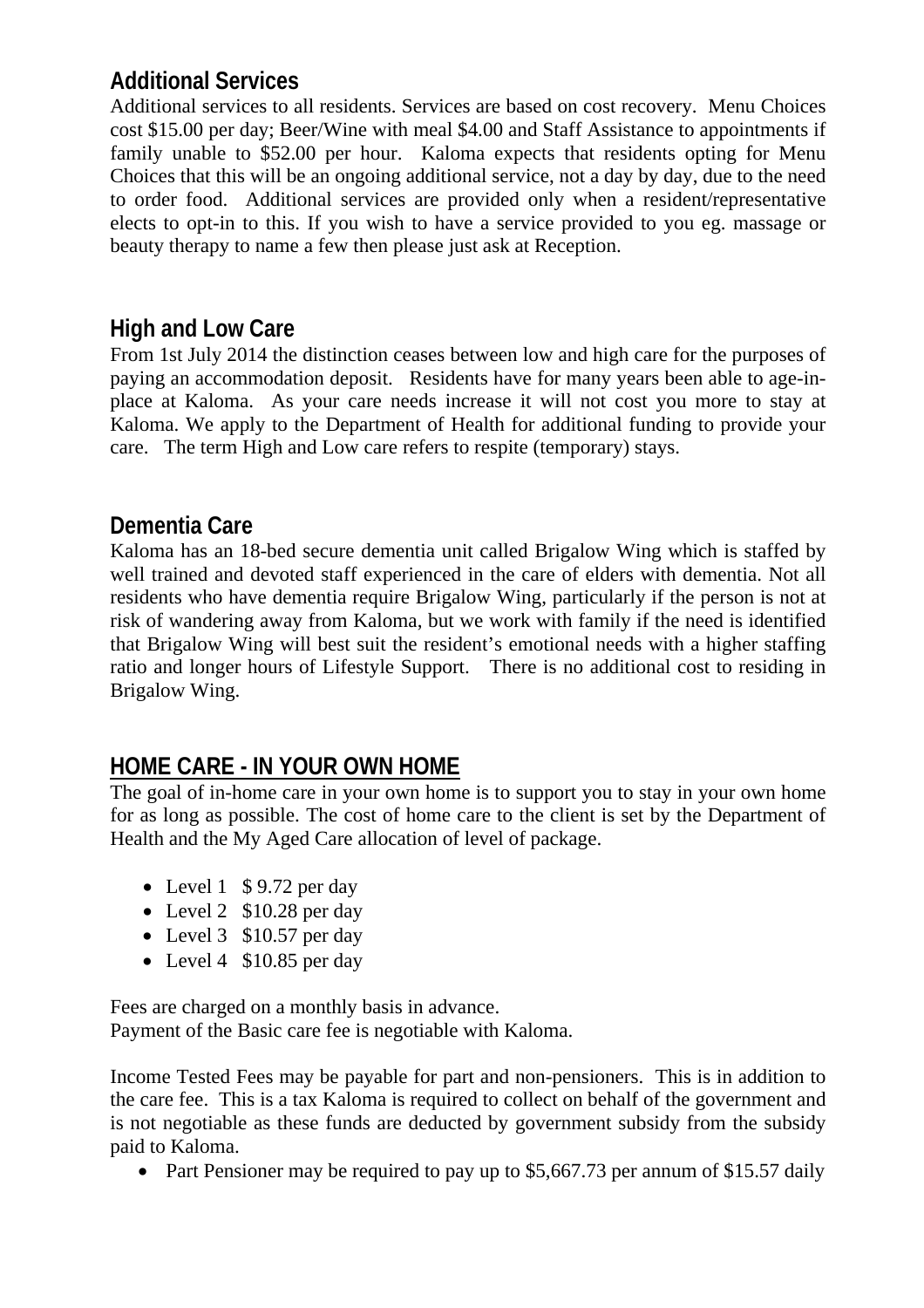## Additional Services

Additional services to all residents. Services are based on cost recovery. Menu Choices cost $15.00 per day; Beer/Wine with meal $4.00 and Staff Assistance to appointments if family unable to $52.00 per hour. Kaloma expects that residents opting for Menu Choices that this will be an ongoing additional service, not a day by day, due to the need to order food. Additional services are provided only when a resident/representative elects to opt-in to this. If you wish to have a service provided to you eg. massage or beauty therapy to name a few then please just ask at Reception.

## High and Low Care

From 1st July 2014 the distinction ceases between low and high care for the purposes of paying an accommodation deposit. Residents have for many years been able to age-in-place at Kaloma. As your care needs increase it will not cost you more to stay at Kaloma. We apply to the Department of Health for additional funding to provide your care. The term High and Low care refers to respite (temporary) stays.

## Dementia Care

Kaloma has an 18-bed secure dementia unit called Brigalow Wing which is staffed by well trained and devoted staff experienced in the care of elders with dementia. Not all residents who have dementia require Brigalow Wing, particularly if the person is not at risk of wandering away from Kaloma, but we work with family if the need is identified that Brigalow Wing will best suit the resident's emotional needs with a higher staffing ratio and longer hours of Lifestyle Support. There is no additional cost to residing in Brigalow Wing.

## HOME CARE - IN YOUR OWN HOME

The goal of in-home care in your own home is to support you to stay in your own home for as long as possible. The cost of home care to the client is set by the Department of Health and the My Aged Care allocation of level of package.

- Level 1 $ 9.72 per day
- Level 2 $10.28 per day
- Level 3 $10.57 per day
- Level 4 $10.85 per day

Fees are charged on a monthly basis in advance.
Payment of the Basic care fee is negotiable with Kaloma.

Income Tested Fees may be payable for part and non-pensioners. This is in addition to the care fee. This is a tax Kaloma is required to collect on behalf of the government and is not negotiable as these funds are deducted by government subsidy from the subsidy paid to Kaloma.

- Part Pensioner may be required to pay up to $5,667.73 per annum of $15.57 daily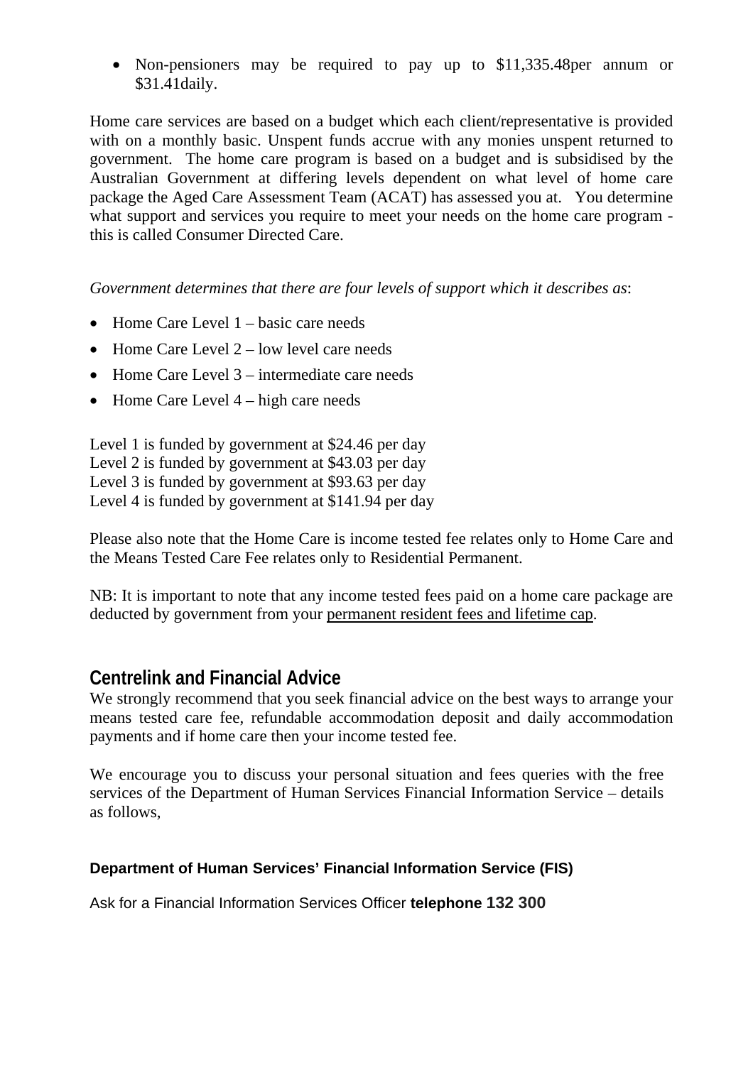- Non-pensioners may be required to pay up to $11,335.48per annum or $31.41daily.

Home care services are based on a budget which each client/representative is provided with on a monthly basic. Unspent funds accrue with any monies unspent returned to government. The home care program is based on a budget and is subsidised by the Australian Government at differing levels dependent on what level of home care package the Aged Care Assessment Team (ACAT) has assessed you at. You determine what support and services you require to meet your needs on the home care program - this is called Consumer Directed Care.

*Government determines that there are four levels of support which it describes as*:

- Home Care Level 1 – basic care needs
- Home Care Level 2 – low level care needs
- Home Care Level 3 – intermediate care needs
- Home Care Level 4 – high care needs

Level 1 is funded by government at $24.46 per day
Level 2 is funded by government at $43.03 per day
Level 3 is funded by government at $93.63 per day
Level 4 is funded by government at $141.94 per day

Please also note that the Home Care is income tested fee relates only to Home Care and the Means Tested Care Fee relates only to Residential Permanent.

NB: It is important to note that any income tested fees paid on a home care package are deducted by government from your permanent resident fees and lifetime cap.

## Centrelink and Financial Advice

We strongly recommend that you seek financial advice on the best ways to arrange your means tested care fee, refundable accommodation deposit and daily accommodation payments and if home care then your income tested fee.

We encourage you to discuss your personal situation and fees queries with the free services of the Department of Human Services Financial Information Service – details as follows,

**Department of Human Services' Financial Information Service (FIS)**

Ask for a Financial Information Services Officer **telephone 132 300**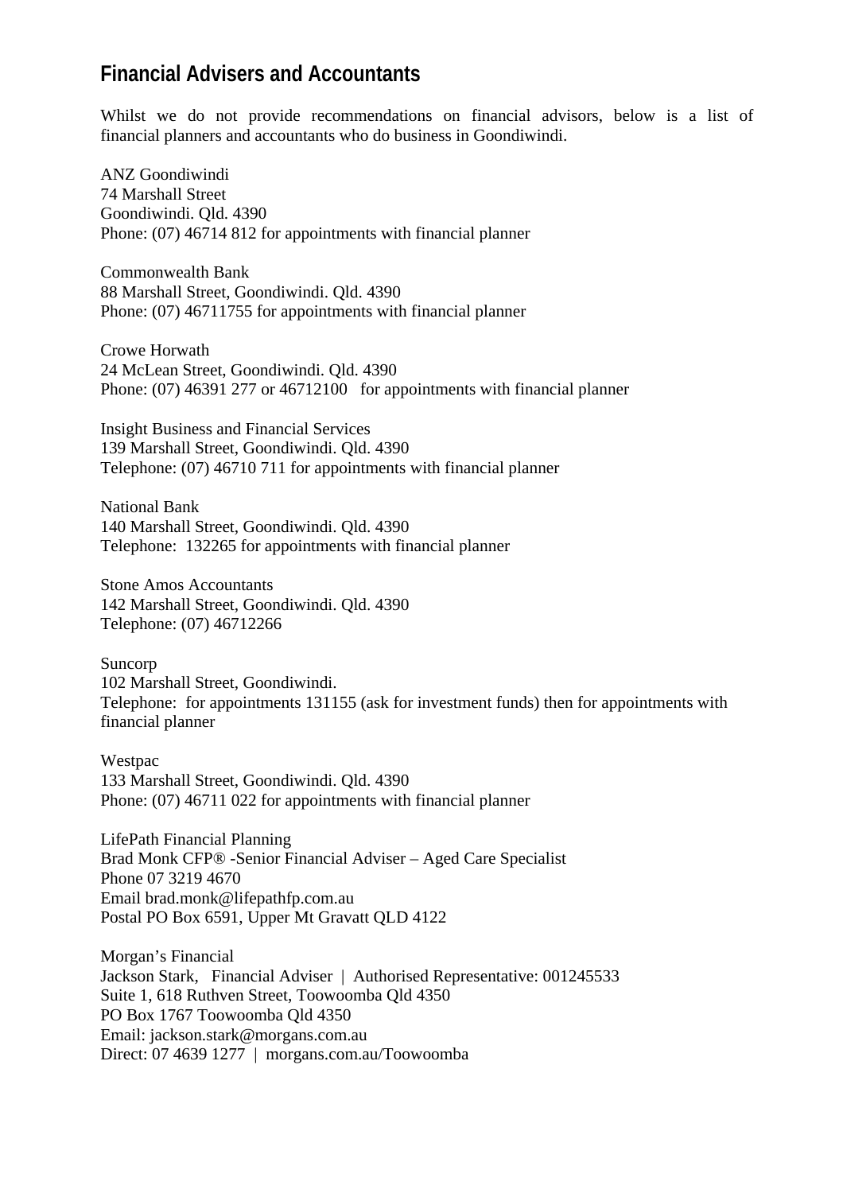## Financial Advisers and Accountants

Whilst we do not provide recommendations on financial advisors, below is a list of financial planners and accountants who do business in Goondiwindi.

ANZ Goondiwindi  
74 Marshall Street  
Goondiwindi. Qld. 4390  
Phone: (07) 46714 812 for appointments with financial planner

Commonwealth Bank  
88 Marshall Street, Goondiwindi. Qld. 4390  
Phone: (07) 46711755 for appointments with financial planner

Crowe Horwath  
24 McLean Street, Goondiwindi. Qld. 4390  
Phone: (07) 46391 277 or 46712100 for appointments with financial planner

Insight Business and Financial Services  
139 Marshall Street, Goondiwindi. Qld. 4390  
Telephone: (07) 46710 711 for appointments with financial planner

National Bank  
140 Marshall Street, Goondiwindi. Qld. 4390  
Telephone: 132265 for appointments with financial planner

Stone Amos Accountants  
142 Marshall Street, Goondiwindi. Qld. 4390  
Telephone: (07) 46712266

Suncorp  
102 Marshall Street, Goondiwindi.  
Telephone: for appointments 131155 (ask for investment funds) then for appointments with financial planner

Westpac  
133 Marshall Street, Goondiwindi. Qld. 4390  
Phone: (07) 46711 022 for appointments with financial planner

LifePath Financial Planning  
Brad Monk CFP® -Senior Financial Adviser – Aged Care Specialist  
Phone 07 3219 4670  
Email brad.monk@lifepathfp.com.au  
Postal PO Box 6591, Upper Mt Gravatt QLD 4122

Morgan's Financial  
Jackson Stark, Financial Adviser | Authorised Representative: 001245533  
Suite 1, 618 Ruthven Street, Toowoomba Qld 4350  
PO Box 1767 Toowoomba Qld 4350  
Email: jackson.stark@morgans.com.au  
Direct: 07 4639 1277 | morgans.com.au/Toowoomba